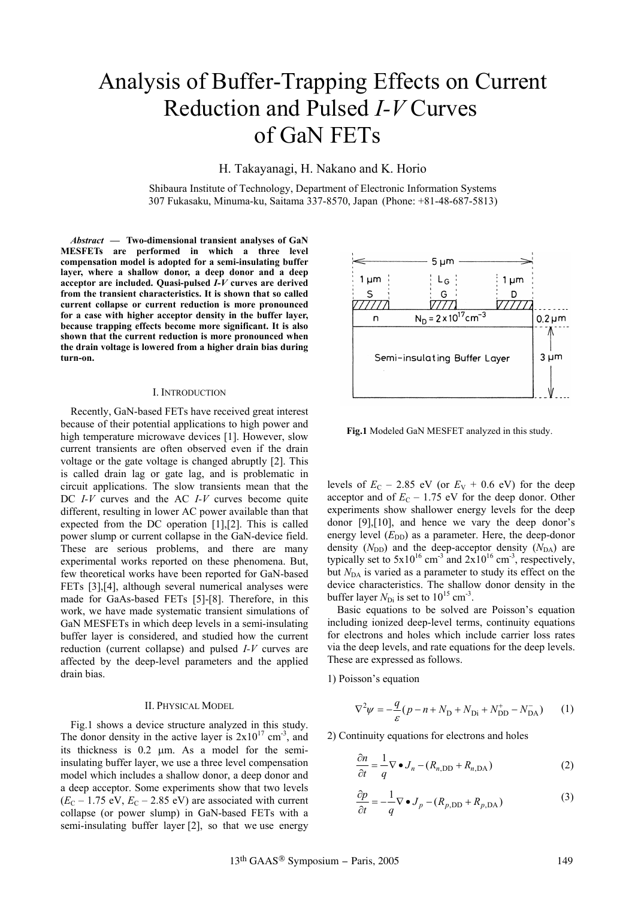# Analysis of Buffer-Trapping Effects on Current Reduction and Pulsed *I-V* Curves of GaN FETs

H. Takayanagi, H. Nakano and K. Horio

Shibaura Institute of Technology, Department of Electronic Information Systems
307 Fukasaku, Minuma-ku, Saitama 337-8570, Japan (Phone: +81-48-687-5813)

***Abstract* — Two-dimensional transient analyses of GaN MESFETs are performed in which a three level compensation model is adopted for a semi-insulating buffer layer, where a shallow donor, a deep donor and a deep acceptor are included. Quasi-pulsed *I-V* curves are derived from the transient characteristics. It is shown that so called current collapse or current reduction is more pronounced for a case with higher acceptor density in the buffer layer, because trapping effects become more significant. It is also shown that the current reduction is more pronounced when the drain voltage is lowered from a higher drain bias during turn-on.**

## I. Introduction

Recently, GaN-based FETs have received great interest because of their potential applications to high power and high temperature microwave devices [1]. However, slow current transients are often observed even if the drain voltage or the gate voltage is changed abruptly [2]. This is called drain lag or gate lag, and is problematic in circuit applications. The slow transients mean that the DC *I-V* curves and the AC *I-V* curves become quite different, resulting in lower AC power available than that expected from the DC operation [1],[2]. This is called power slump or current collapse in the GaN-device field. These are serious problems, and there are many experimental works reported on these phenomena. But, few theoretical works have been reported for GaN-based FETs [3],[4], although several numerical analyses were made for GaAs-based FETs [5]-[8]. Therefore, in this work, we have made systematic transient simulations of GaN MESFETs in which deep levels in a semi-insulating buffer layer is considered, and studied how the current reduction (current collapse) and pulsed *I-V* curves are affected by the deep-level parameters and the applied drain bias.

## II. Physical Model

Fig.1 shows a device structure analyzed in this study. The donor density in the active layer is $2\text{x}10^{17}$ cm$^{-3}$, and its thickness is 0.2 μm. As a model for the semi-insulating buffer layer, we use a three level compensation model which includes a shallow donor, a deep donor and a deep acceptor. Some experiments show that two levels ($E_C$ – 1.75 eV, $E_C$ – 2.85 eV) are associated with current collapse (or power slump) in GaN-based FETs with a semi-insulating buffer layer [2], so that we use energy levels of $E_C$ – 2.85 eV (or $E_V$ + 0.6 eV) for the deep acceptor and of $E_C$ – 1.75 eV for the deep donor. Other experiments show shallower energy levels for the deep donor [9],[10], and hence we vary the deep donor's energy level ($E_{DD}$) as a parameter. Here, the deep-donor density ($N_{DD}$) and the deep-acceptor density ($N_{DA}$) are typically set to $5\text{x}10^{16}$ cm$^{-3}$ and $2\text{x}10^{16}$ cm$^{-3}$, respectively, but $N_{DA}$ is varied as a parameter to study its effect on the device characteristics. The shallow donor density in the buffer layer $N_{Di}$ is set to $10^{15}$ cm$^{-3}$.

**Fig.1** Modeled GaN MESFET analyzed in this study.

Basic equations to be solved are Poisson's equation including ionized deep-level terms, continuity equations for electrons and holes which include carrier loss rates via the deep levels, and rate equations for the deep levels. These are expressed as follows.

1) Poisson's equation

$$\nabla^2 \psi = -\frac{q}{\varepsilon}(p - n + N_D + N_{Di} + N_{DD}^{+} - N_{DA}^{-}) \qquad (1)$$

2) Continuity equations for electrons and holes

$$\frac{\partial n}{\partial t} = \frac{1}{q}\nabla \bullet J_n - (R_{n,DD} + R_{n,DA}) \qquad (2)$$

$$\frac{\partial p}{\partial t} = -\frac{1}{q}\nabla \bullet J_p - (R_{p,DD} + R_{p,DA}) \qquad (3)$$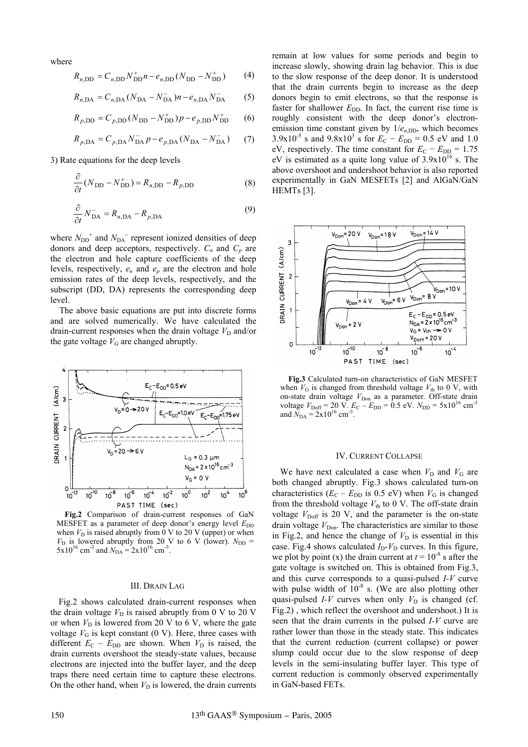where

$$R_{n,\mathrm{DD}} = C_{n,\mathrm{DD}} N_{\mathrm{DD}}^{+} n - e_{n,\mathrm{DD}} (N_{\mathrm{DD}} - N_{\mathrm{DD}}^{+}) \tag{4}$$

$$R_{n,\mathrm{DA}} = C_{n,\mathrm{DA}} (N_{\mathrm{DA}} - N_{\mathrm{DA}}^{-}) n - e_{n,\mathrm{DA}} N_{\mathrm{DA}}^{-} \tag{5}$$

$$R_{p,\mathrm{DD}} = C_{p,\mathrm{DD}} (N_{\mathrm{DD}} - N_{\mathrm{DD}}^{+}) p - e_{p,\mathrm{DD}} N_{\mathrm{DD}}^{+} \tag{6}$$

$$R_{p,\mathrm{DA}} = C_{p,\mathrm{DA}} N_{\mathrm{DA}}^{-} p - e_{p,\mathrm{DA}} (N_{\mathrm{DA}} - N_{\mathrm{DA}}^{-}) \tag{7}$$

3) Rate equations for the deep levels

$$\frac{\partial}{\partial t} (N_{\mathrm{DD}} - N_{\mathrm{DD}}^{+}) = R_{n,\mathrm{DD}} - R_{p,\mathrm{DD}} \tag{8}$$

$$\frac{\partial}{\partial t} N_{\mathrm{DA}}^{-} = R_{n,\mathrm{DA}} - R_{p,\mathrm{DA}} \tag{9}$$

where $N_{\mathrm{DD}}^{+}$ and $N_{\mathrm{DA}}^{-}$ represent ionized densities of deep donors and deep acceptors, respectively. $C_n$ and $C_p$ are the electron and hole capture coefficients of the deep levels, respectively, $e_n$ and $e_p$ are the electron and hole emission rates of the deep levels, respectively, and the subscript (DD, DA) represents the corresponding deep level.

The above basic equations are put into discrete forms and are solved numerically. We have calculated the drain-current responses when the drain voltage $V_{\mathrm{D}}$ and/or the gate voltage $V_{\mathrm{G}}$ are changed abruptly.

**Fig.2** Comparison of drain-current responses of GaN MESFET as a parameter of deep donor's energy level $E_{\mathrm{DD}}$ when $V_{\mathrm{D}}$ is raised abruptly from 0 V to 20 V (upper) or when $V_{\mathrm{D}}$ is lowered abruptly from 20 V to 6 V (lower). $N_{\mathrm{DD}} = 5\times10^{16}$ cm$^{-3}$ and $N_{\mathrm{DA}} = 2\times10^{16}$ cm$^{-3}$.

## III. Drain Lag

Fig.2 shows calculated drain-current responses when the drain voltage $V_{\mathrm{D}}$ is raised abruptly from 0 V to 20 V or when $V_{\mathrm{D}}$ is lowered from 20 V to 6 V, where the gate voltage $V_{\mathrm{G}}$ is kept constant (0 V). Here, three cases with different $E_{\mathrm{C}} - E_{\mathrm{DD}}$ are shown. When $V_{\mathrm{D}}$ is raised, the drain currents overshoot the steady-state values, because electrons are injected into the buffer layer, and the deep traps there need certain time to capture these electrons. On the other hand, when $V_{\mathrm{D}}$ is lowered, the drain currents remain at low values for some periods and begin to increase slowly, showing drain lag behavior. This is due to the slow response of the deep donor. It is understood that the drain currents begin to increase as the deep donors begin to emit electrons, so that the response is faster for shallower $E_{\mathrm{DD}}$. In fact, the current rise time is roughly consistent with the deep donor's electron-emission time constant given by $1/e_{n,\mathrm{DD}}$, which becomes $3.9\times10^{-5}$ s and $9.8\times10^{3}$ s for $E_{\mathrm{C}} - E_{\mathrm{DD}} = 0.5$ eV and 1.0 eV, respectively. The time constant for $E_{\mathrm{C}} - E_{\mathrm{DD}} = 1.75$ eV is estimated as a quite long value of $3.9\times10^{16}$ s. The above overshoot and undershoot behavior is also reported experimentally in GaN MESFETs [2] and AlGaN/GaN HEMTs [3].

**Fig.3** Calculated turn-on characteristics of GaN MESFET when $V_{\mathrm{G}}$ is changed from threshold voltage $V_{\mathrm{th}}$ to 0 V, with on-state drain voltage $V_{\mathrm{Don}}$ as a parameter. Off-state drain voltage $V_{\mathrm{Doff}} = 20$ V. $E_{\mathrm{C}} - E_{\mathrm{DD}} = 0.5$ eV. $N_{\mathrm{DD}} = 5\times10^{16}$ cm$^{-3}$ and $N_{\mathrm{DA}} = 2\times10^{16}$ cm$^{-3}$.

## IV. Current Collapse

We have next calculated a case when $V_{\mathrm{D}}$ and $V_{\mathrm{G}}$ are both changed abruptly. Fig.3 shows calculated turn-on characteristics ($E_{\mathrm{C}} - E_{\mathrm{DD}}$ is 0.5 eV) when $V_{\mathrm{G}}$ is changed from the threshold voltage $V_{\mathrm{th}}$ to 0 V. The off-state drain voltage $V_{\mathrm{Doff}}$ is 20 V, and the parameter is the on-state drain voltage $V_{\mathrm{Don}}$. The characteristics are similar to those in Fig.2, and hence the change of $V_{\mathrm{D}}$ is essential in this case. Fig.4 shows calculated $I_{\mathrm{D}}$-$V_{\mathrm{D}}$ curves. In this figure, we plot by point (x) the drain current at $t = 10^{-8}$ s after the gate voltage is switched on. This is obtained from Fig.3, and this curve corresponds to a quasi-pulsed *I-V* curve with pulse width of $10^{-8}$ s. (We are also plotting other quasi-pulsed *I-V* curves when only $V_{\mathrm{D}}$ is changed (cf. Fig.2) , which reflect the overshoot and undershoot.) It is seen that the drain currents in the pulsed *I-V* curve are rather lower than those in the steady state. This indicates that the current reduction (current collapse) or power slump could occur due to the slow response of deep levels in the semi-insulating buffer layer. This type of current reduction is commonly observed experimentally in GaN-based FETs.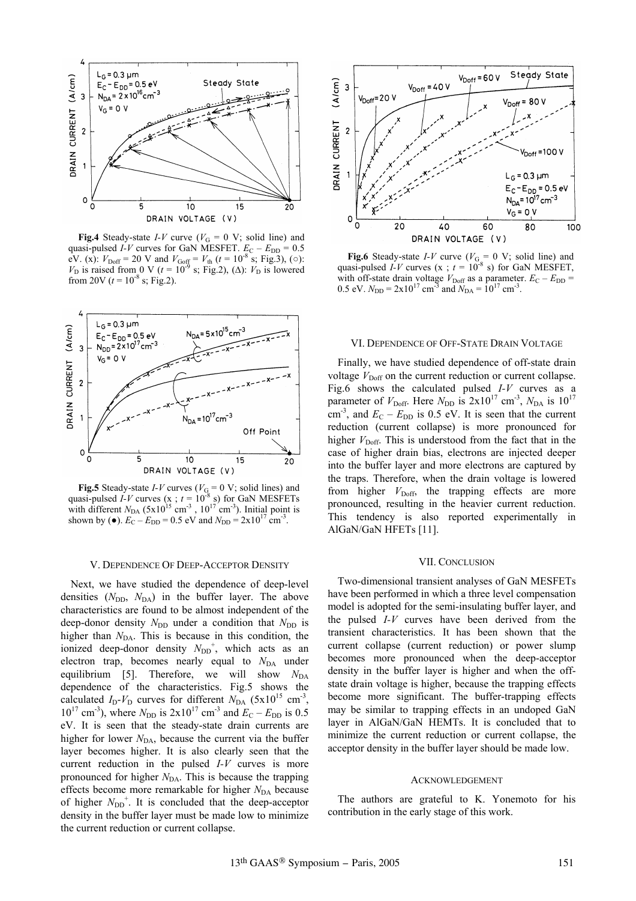**Fig.4** Steady-state *I-V* curve ($V_G$ = 0 V; solid line) and quasi-pulsed *I-V* curves for GaN MESFET. $E_C - E_{DD}$ = 0.5 eV. (x): $V_{Doff}$ = 20 V and $V_{Goff}$ = $V_{th}$ ($t = 10^{-8}$ s; Fig.3), (○): $V_D$ is raised from 0 V ($t = 10^{-9}$ s; Fig.2), (Δ): $V_D$ is lowered from 20V ($t = 10^{-8}$ s; Fig.2).

**Fig.5** Steady-state *I-V* curves ($V_G$ = 0 V; solid lines) and quasi-pulsed *I-V* curves (x ; $t = 10^{-8}$ s) for GaN MESFETs with different $N_{DA}$ ($5\text{x}10^{15}$ cm$^{-3}$ , $10^{17}$ cm$^{-3}$). Initial point is shown by (●). $E_C - E_{DD}$ = 0.5 eV and $N_{DD} = 2\text{x}10^{17}$ cm$^{-3}$.

## V. Dependence Of Deep-Acceptor Density

Next, we have studied the dependence of deep-level densities ($N_{DD}$, $N_{DA}$) in the buffer layer. The above characteristics are found to be almost independent of the deep-donor density $N_{DD}$ under a condition that $N_{DD}$ is higher than $N_{DA}$. This is because in this condition, the ionized deep-donor density $N_{DD}^+$, which acts as an electron trap, becomes nearly equal to $N_{DA}$ under equilibrium [5]. Therefore, we will show $N_{DA}$ dependence of the characteristics. Fig.5 shows the calculated $I_D$-$V_D$ curves for different $N_{DA}$ ($5\text{x}10^{15}$ cm$^{-3}$, $10^{17}$ cm$^{-3}$), where $N_{DD}$ is $2\text{x}10^{17}$ cm$^{-3}$ and $E_C - E_{DD}$ is 0.5 eV. It is seen that the steady-state drain currents are higher for lower $N_{DA}$, because the current via the buffer layer becomes higher. It is also clearly seen that the current reduction in the pulsed *I-V* curves is more pronounced for higher $N_{DA}$. This is because the trapping effects become more remarkable for higher $N_{DA}$ because of higher $N_{DD}^+$. It is concluded that the deep-acceptor density in the buffer layer must be made low to minimize the current reduction or current collapse.

**Fig.6** Steady-state *I-V* curve ($V_G$ = 0 V; solid line) and quasi-pulsed *I-V* curves (x ; $t = 10^{-8}$ s) for GaN MESFET, with off-state drain voltage $V_{Doff}$ as a parameter. $E_C - E_{DD}$ = 0.5 eV. $N_{DD} = 2\text{x}10^{17}$ cm$^{-3}$ and $N_{DA} = 10^{17}$ cm$^{-3}$.

## VI. Dependence Of Off-State Drain Voltage

Finally, we have studied dependence of off-state drain voltage $V_{Doff}$ on the current reduction or current collapse. Fig.6 shows the calculated pulsed *I-V* curves as a parameter of $V_{Doff}$. Here $N_{DD}$ is $2\text{x}10^{17}$ cm$^{-3}$, $N_{DA}$ is $10^{17}$ cm$^{-3}$, and $E_C - E_{DD}$ is 0.5 eV. It is seen that the current reduction (current collapse) is more pronounced for higher $V_{Doff}$. This is understood from the fact that in the case of higher drain bias, electrons are injected deeper into the buffer layer and more electrons are captured by the traps. Therefore, when the drain voltage is lowered from higher $V_{Doff}$, the trapping effects are more pronounced, resulting in the heavier current reduction. This tendency is also reported experimentally in AlGaN/GaN HFETs [11].

## VII. Conclusion

Two-dimensional transient analyses of GaN MESFETs have been performed in which a three level compensation model is adopted for the semi-insulating buffer layer, and the pulsed *I-V* curves have been derived from the transient characteristics. It has been shown that the current collapse (current reduction) or power slump becomes more pronounced when the deep-acceptor density in the buffer layer is higher and when the off-state drain voltage is higher, because the trapping effects become more significant. The buffer-trapping effects may be similar to trapping effects in an undoped GaN layer in AlGaN/GaN HEMTs. It is concluded that to minimize the current reduction or current collapse, the acceptor density in the buffer layer should be made low.

## Acknowledgement

The authors are grateful to K. Yonemoto for his contribution in the early stage of this work.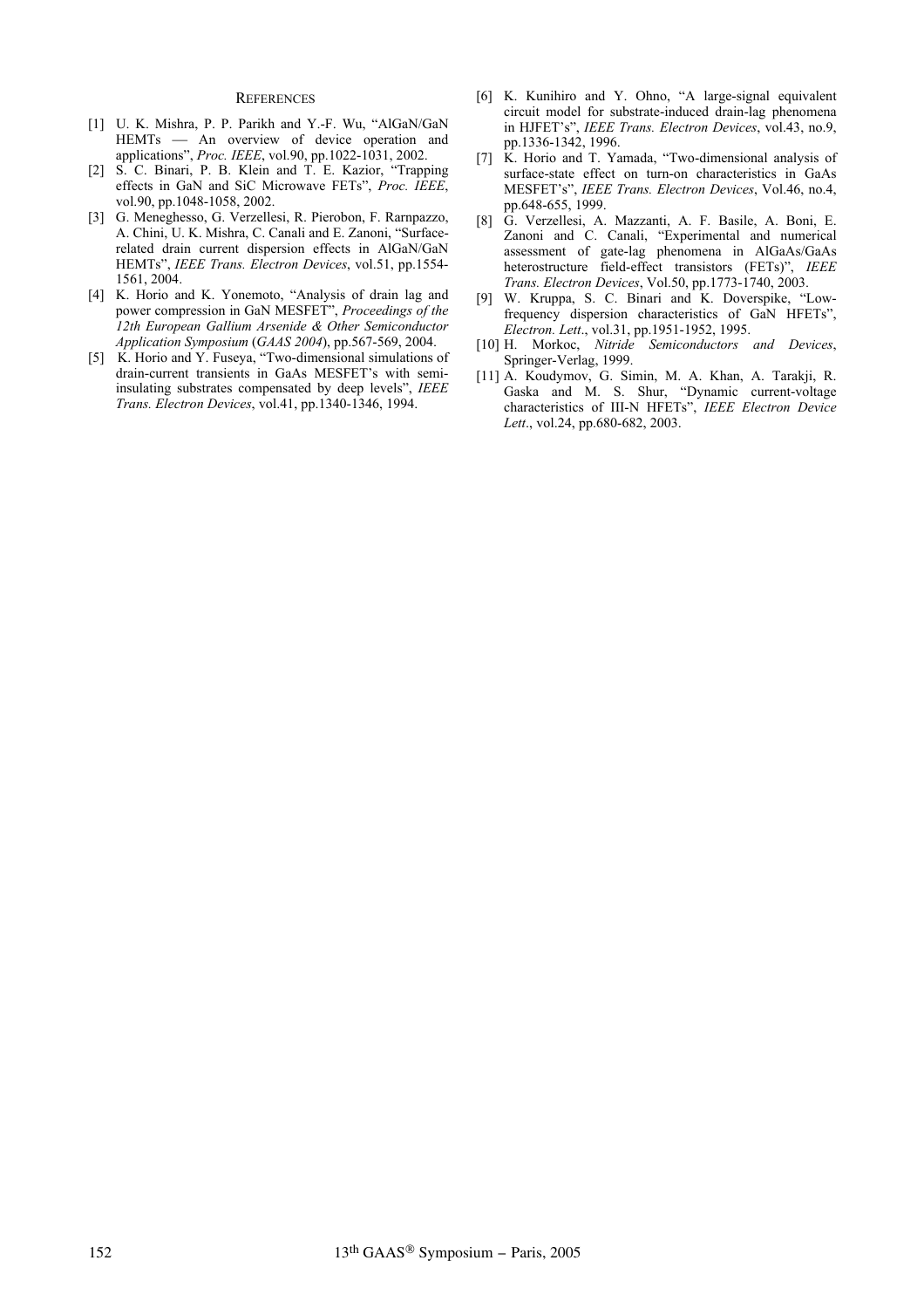## REFERENCES

[1] U. K. Mishra, P. P. Parikh and Y.-F. Wu, "AlGaN/GaN HEMTs — An overview of device operation and applications", *Proc. IEEE*, vol.90, pp.1022-1031, 2002.

[2] S. C. Binari, P. B. Klein and T. E. Kazior, "Trapping effects in GaN and SiC Microwave FETs", *Proc. IEEE*, vol.90, pp.1048-1058, 2002.

[3] G. Meneghesso, G. Verzellesi, R. Pierobon, F. Rarnpazzo, A. Chini, U. K. Mishra, C. Canali and E. Zanoni, "Surface-related drain current dispersion effects in AlGaN/GaN HEMTs", *IEEE Trans. Electron Devices*, vol.51, pp.1554-1561, 2004.

[4] K. Horio and K. Yonemoto, "Analysis of drain lag and power compression in GaN MESFET", *Proceedings of the 12th European Gallium Arsenide & Other Semiconductor Application Symposium* (*GAAS 2004*), pp.567-569, 2004.

[5] K. Horio and Y. Fuseya, "Two-dimensional simulations of drain-current transients in GaAs MESFET's with semi-insulating substrates compensated by deep levels", *IEEE Trans. Electron Devices*, vol.41, pp.1340-1346, 1994.

[6] K. Kunihiro and Y. Ohno, "A large-signal equivalent circuit model for substrate-induced drain-lag phenomena in HJFET's", *IEEE Trans. Electron Devices*, vol.43, no.9, pp.1336-1342, 1996.

[7] K. Horio and T. Yamada, "Two-dimensional analysis of surface-state effect on turn-on characteristics in GaAs MESFET's", *IEEE Trans. Electron Devices*, Vol.46, no.4, pp.648-655, 1999.

[8] G. Verzellesi, A. Mazzanti, A. F. Basile, A. Boni, E. Zanoni and C. Canali, "Experimental and numerical assessment of gate-lag phenomena in AlGaAs/GaAs heterostructure field-effect transistors (FETs)", *IEEE Trans. Electron Devices*, Vol.50, pp.1773-1740, 2003.

[9] W. Kruppa, S. C. Binari and K. Doverspike, "Low-frequency dispersion characteristics of GaN HFETs", *Electron. Lett*., vol.31, pp.1951-1952, 1995.

[10] H. Morkoc, *Nitride Semiconductors and Devices*, Springer-Verlag, 1999.

[11] A. Koudymov, G. Simin, M. A. Khan, A. Tarakji, R. Gaska and M. S. Shur, "Dynamic current-voltage characteristics of III-N HFETs", *IEEE Electron Device Lett*., vol.24, pp.680-682, 2003.